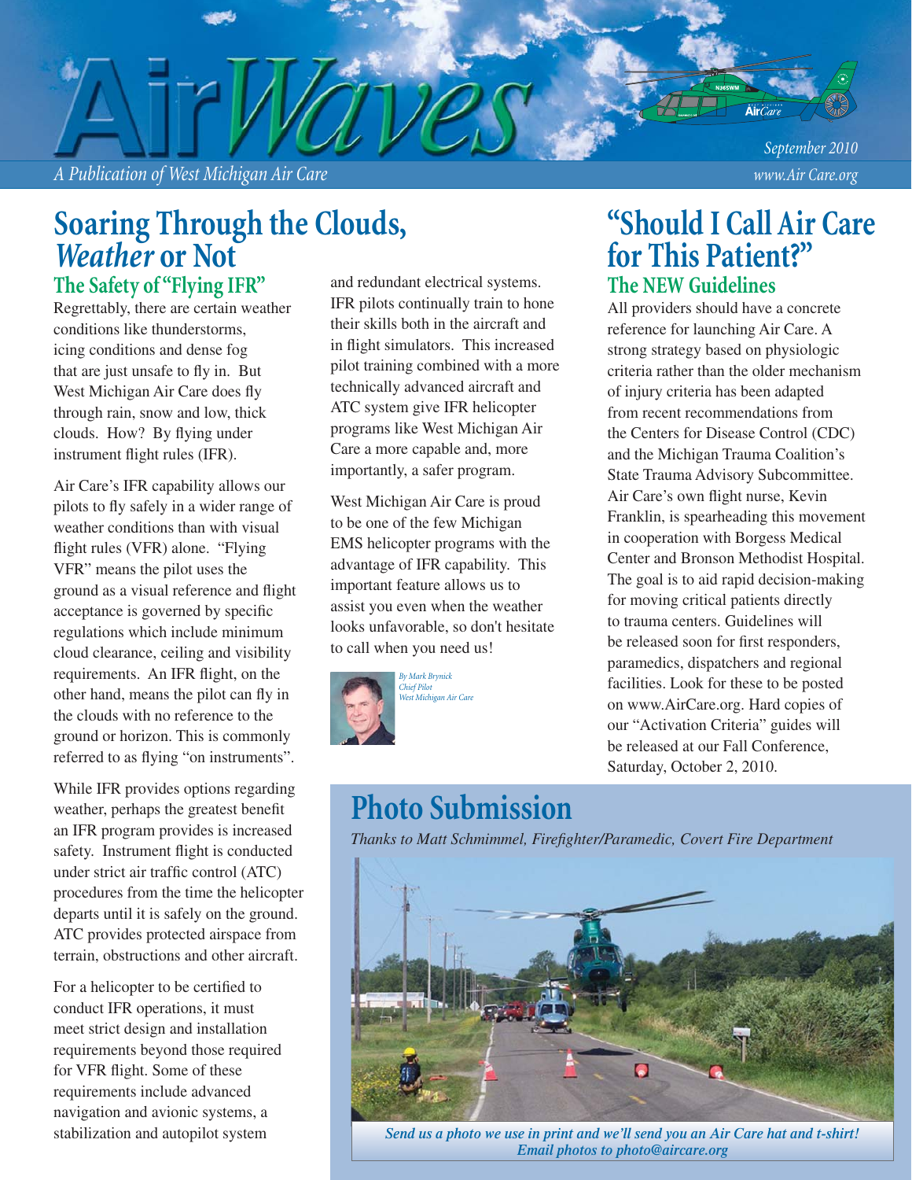# AirWaves

*A Publication of West Michigan Air Care*

*September 2010*

*www.Air Care.org*

## Soaring Through the Clouds, *Weather* or Not

### The Safety of "Flying IFR"

Regrettably, there are certain weather conditions like thunderstorms, icing conditions and dense fog that are just unsafe to fly in. But West Michigan Air Care does fly through rain, snow and low, thick clouds. How? By flying under instrument flight rules (IFR).

Air Care's IFR capability allows our pilots to fly safely in a wider range of weather conditions than with visual flight rules (VFR) alone. "Flying VFR" means the pilot uses the ground as a visual reference and flight acceptance is governed by specific regulations which include minimum cloud clearance, ceiling and visibility requirements. An IFR flight, on the other hand, means the pilot can fly in the clouds with no reference to the ground or horizon. This is commonly referred to as flying "on instruments".

While IFR provides options regarding weather, perhaps the greatest benefit an IFR program provides is increased safety. Instrument flight is conducted under strict air traffic control (ATC) procedures from the time the helicopter departs until it is safely on the ground. ATC provides protected airspace from terrain, obstructions and other aircraft.

For a helicopter to be certified to conduct IFR operations, it must meet strict design and installation requirements beyond those required for VFR flight. Some of these requirements include advanced navigation and avionic systems, a stabilization and autopilot system and redundant electrical systems. IFR pilots continually train to hone their skills both in the aircraft and in flight simulators. This increased pilot training combined with a more technically advanced aircraft and ATC system give IFR helicopter programs like West Michigan Air Care a more capable and, more importantly, a safer program.

West Michigan Air Care is proud to be one of the few Michigan EMS helicopter programs with the advantage of IFR capability. This important feature allows us to assist you even when the weather looks unfavorable, so don't hesitate to call when you need us!

*By Mark Brynick*
*Chief Pilot*
*West Michigan Air Care*

## "Should I Call Air Care for This Patient?"

### The NEW Guidelines

All providers should have a concrete reference for launching Air Care. A strong strategy based on physiologic criteria rather than the older mechanism of injury criteria has been adapted from recent recommendations from the Centers for Disease Control (CDC) and the Michigan Trauma Coalition's State Trauma Advisory Subcommittee. Air Care's own flight nurse, Kevin Franklin, is spearheading this movement in cooperation with Borgess Medical Center and Bronson Methodist Hospital. The goal is to aid rapid decision-making for moving critical patients directly to trauma centers. Guidelines will be released soon for first responders, paramedics, dispatchers and regional facilities. Look for these to be posted on www.AirCare.org. Hard copies of our "Activation Criteria" guides will be released at our Fall Conference, Saturday, October 2, 2010.

## Photo Submission

*Thanks to Matt Schmimmel, Firefighter/Paramedic, Covert Fire Department*

***Send us a photo we use in print and we'll send you an Air Care hat and t-shirt! Email photos to photo@aircare.org***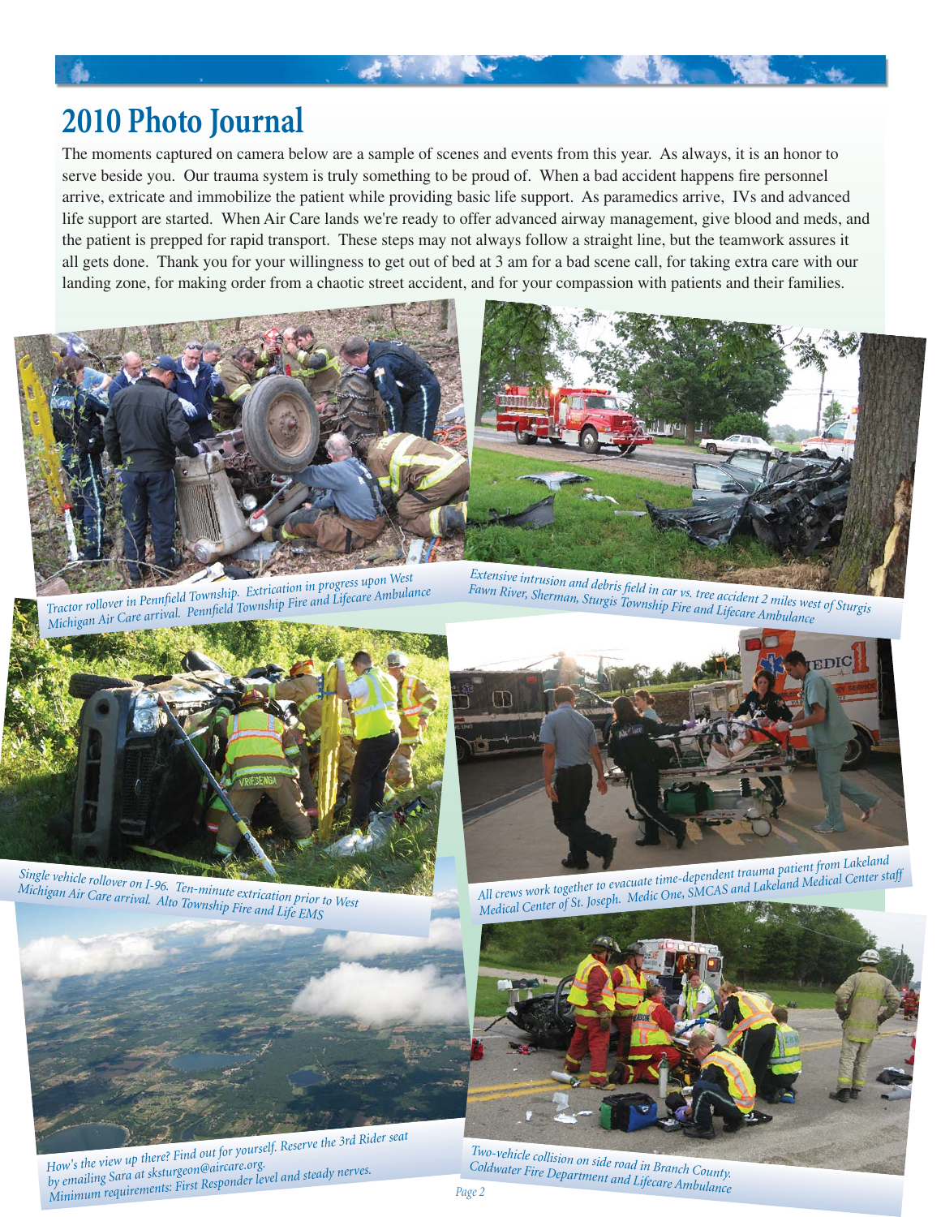# 2010 Photo Journal

The moments captured on camera below are a sample of scenes and events from this year. As always, it is an honor to serve beside you. Our trauma system is truly something to be proud of. When a bad accident happens fire personnel arrive, extricate and immobilize the patient while providing basic life support. As paramedics arrive, IVs and advanced life support are started. When Air Care lands we're ready to offer advanced airway management, give blood and meds, and the patient is prepped for rapid transport. These steps may not always follow a straight line, but the teamwork assures it all gets done. Thank you for your willingness to get out of bed at 3 am for a bad scene call, for taking extra care with our landing zone, for making order from a chaotic street accident, and for your compassion with patients and their families.

*Tractor rollover in Pennfield Township. Extrication in progress upon West Michigan Air Care arrival. Pennfield Township Fire and Lifecare Ambulance*

*Extensive intrusion and debris field in car vs. tree accident 2 miles west of Sturgis Fawn River, Sherman, Sturgis Township Fire and Lifecare Ambulance*

*Single vehicle rollover on I-96. Ten-minute extrication prior to West Michigan Air Care arrival. Alto Township Fire and Life EMS*

*All crews work together to evacuate time-dependent trauma patient from Lakeland Medical Center of St. Joseph. Medic One, SMCAS and Lakeland Medical Center staff*

*How's the view up there? Find out for yourself. Reserve the 3rd Rider seat by emailing Sara at sksturgeon@aircare.org. Minimum requirements: First Responder level and steady nerves.*

*Two-vehicle collision on side road in Branch County. Coldwater Fire Department and Lifecare Ambulance*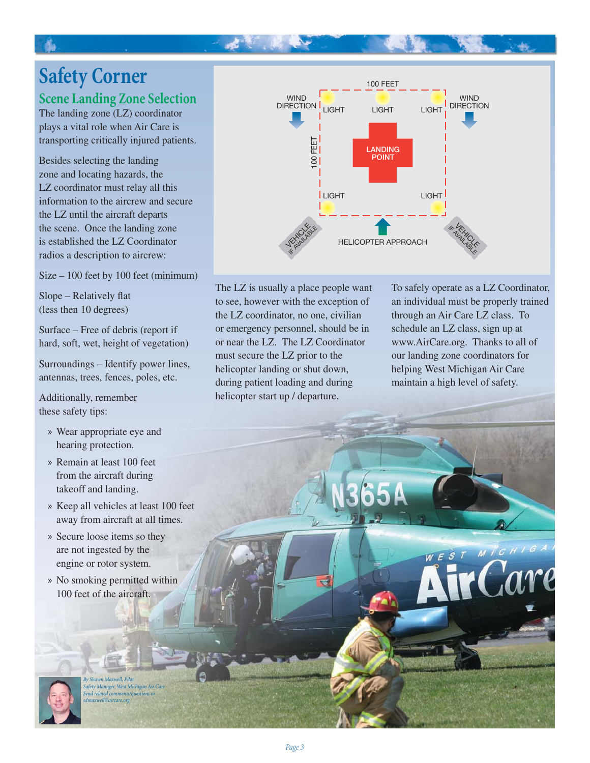# Safety Corner

## Scene Landing Zone Selection

The landing zone (LZ) coordinator plays a vital role when Air Care is transporting critically injured patients.

Besides selecting the landing zone and locating hazards, the LZ coordinator must relay all this information to the aircrew and secure the LZ until the aircraft departs the scene. Once the landing zone is established the LZ Coordinator radios a description to aircrew:

Size – 100 feet by 100 feet (minimum)

Slope – Relatively flat (less then 10 degrees)

Surface – Free of debris (report if hard, soft, wet, height of vegetation)

Surroundings – Identify power lines, antennas, trees, fences, poles, etc.

Additionally, remember these safety tips:

- Wear appropriate eye and hearing protection.
- Remain at least 100 feet from the aircraft during takeoff and landing.
- Keep all vehicles at least 100 feet away from aircraft at all times.
- Secure loose items so they are not ingested by the engine or rotor system.
- No smoking permitted within 100 feet of the aircraft.

100 FEET

WIND DIRECTION | LIGHT | LIGHT | LIGHT | WIND DIRECTION

100 FEET

LANDING POINT

LIGHT | LIGHT

VEHICLE IF AVAILABLE | HELICOPTER APPROACH | VEHICLE IF AVAILABLE

The LZ is usually a place people want to see, however with the exception of the LZ coordinator, no one, civilian or emergency personnel, should be in or near the LZ. The LZ Coordinator must secure the LZ prior to the helicopter landing or shut down, during patient loading and during helicopter start up / departure.

To safely operate as a LZ Coordinator, an individual must be properly trained through an Air Care LZ class. To schedule an LZ class, sign up at www.AirCare.org. Thanks to all of our landing zone coordinators for helping West Michigan Air Care maintain a high level of safety.

*By Shawn Maxwell, Pilot*
*Safety Manager, West Michigan Air Care*
*Send related comments/questions to sdmaxwell@aircare.org*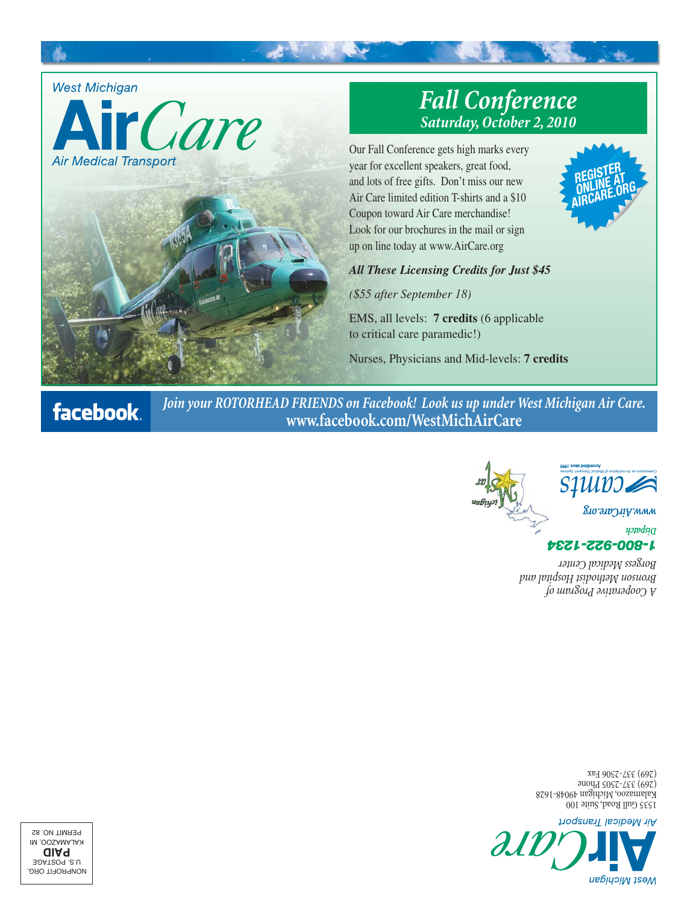West Michigan

# AirCare

Air Medical Transport

## Fall Conference

### Saturday, October 2, 2010

Our Fall Conference gets high marks every year for excellent speakers, great food, and lots of free gifts. Don't miss our new Air Care limited edition T-shirts and a $10 Coupon toward Air Care merchandise! Look for our brochures in the mail or sign up on line today at www.AirCare.org

REGISTER ONLINE AT AIRCARE.ORG

***All These Licensing Credits for Just $45***

*($55 after September 18)*

EMS, all levels: **7 credits** (6 applicable to critical care paramedic!)

Nurses, Physicians and Mid-levels: **7 credits**

facebook.

*Join your ROTORHEAD FRIENDS on Facebook! Look us up under West Michigan Air Care.*
**www.facebook.com/WestMichAirCare**

camts
Commission on Accreditation of Medical Transport Systems
Accredited since 1995

Michigan Star

www.AirCare.org

*Dispatch*

**1-800-922-1234**

*A Cooperative Program of Bronson Methodist Hospital and Borgess Medical Center*

West Michigan
AirCare
Air Medical Transport

1535 Gull Road, Suite 100
Kalamazoo, Michigan 49048-1628
(269) 337-2505 Phone
(269) 337-2506 Fax

NONPROFIT ORG.
U.S. POSTAGE
**PAID**
KALAMAZOO, MI
PERMIT NO. 82